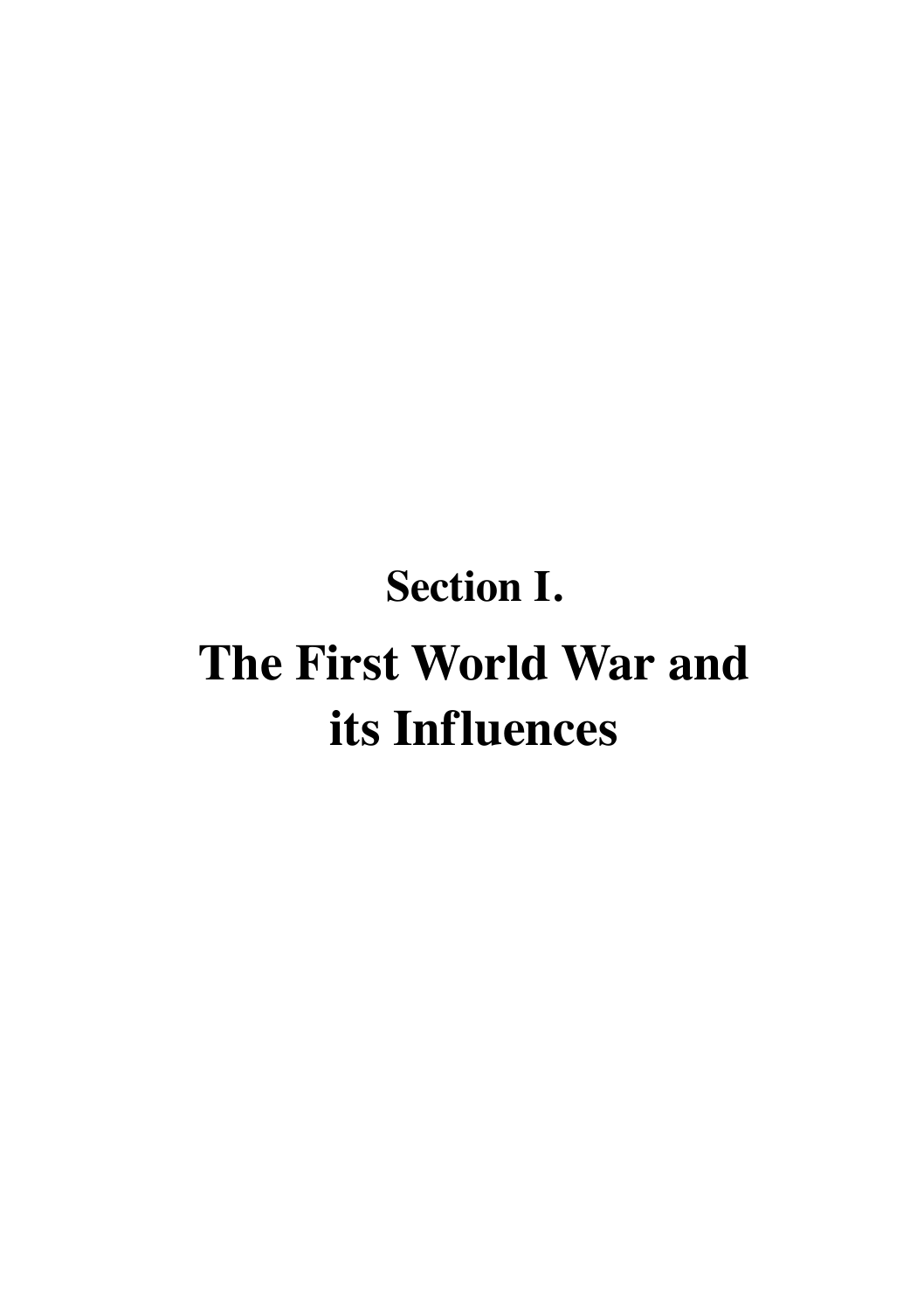# Section I.

# The First World War and its Influences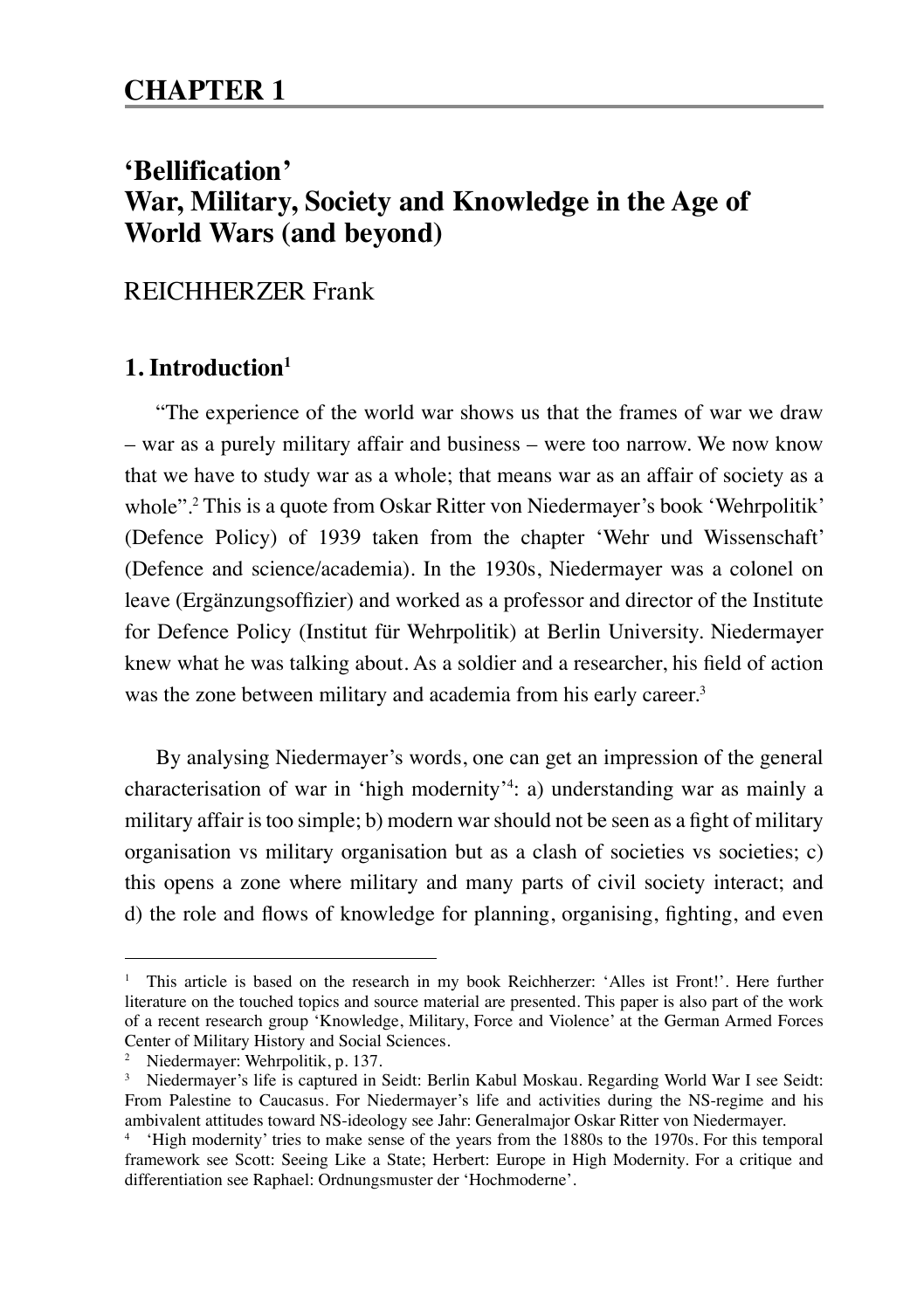# CHAPTER 1

## 'Bellification' War, Military, Society and Knowledge in the Age of World Wars (and beyond)

REICHHERZER Frank

### 1. Introduction[1]

"The experience of the world war shows us that the frames of war we draw – war as a purely military affair and business – were too narrow. We now know that we have to study war as a whole; that means war as an affair of society as a whole".[2] This is a quote from Oskar Ritter von Niedermayer's book 'Wehrpolitik' (Defence Policy) of 1939 taken from the chapter 'Wehr und Wissenschaft' (Defence and science/academia). In the 1930s, Niedermayer was a colonel on leave (Ergänzungsoffizier) and worked as a professor and director of the Institute for Defence Policy (Institut für Wehrpolitik) at Berlin University. Niedermayer knew what he was talking about. As a soldier and a researcher, his field of action was the zone between military and academia from his early career.[3]

By analysing Niedermayer's words, one can get an impression of the general characterisation of war in 'high modernity'[4]: a) understanding war as mainly a military affair is too simple; b) modern war should not be seen as a fight of military organisation vs military organisation but as a clash of societies vs societies; c) this opens a zone where military and many parts of civil society interact; and d) the role and flows of knowledge for planning, organising, fighting, and even

---

[1] This article is based on the research in my book Reichherzer: 'Alles ist Front!'. Here further literature on the touched topics and source material are presented. This paper is also part of the work of a recent research group 'Knowledge, Military, Force and Violence' at the German Armed Forces Center of Military History and Social Sciences.

[2] Niedermayer: Wehrpolitik, p. 137.

[3] Niedermayer's life is captured in Seidt: Berlin Kabul Moskau. Regarding World War I see Seidt: From Palestine to Caucasus. For Niedermayer's life and activities during the NS-regime and his ambivalent attitudes toward NS-ideology see Jahr: Generalmajor Oskar Ritter von Niedermayer.

[4] 'High modernity' tries to make sense of the years from the 1880s to the 1970s. For this temporal framework see Scott: Seeing Like a State; Herbert: Europe in High Modernity. For a critique and differentiation see Raphael: Ordnungsmuster der 'Hochmoderne'.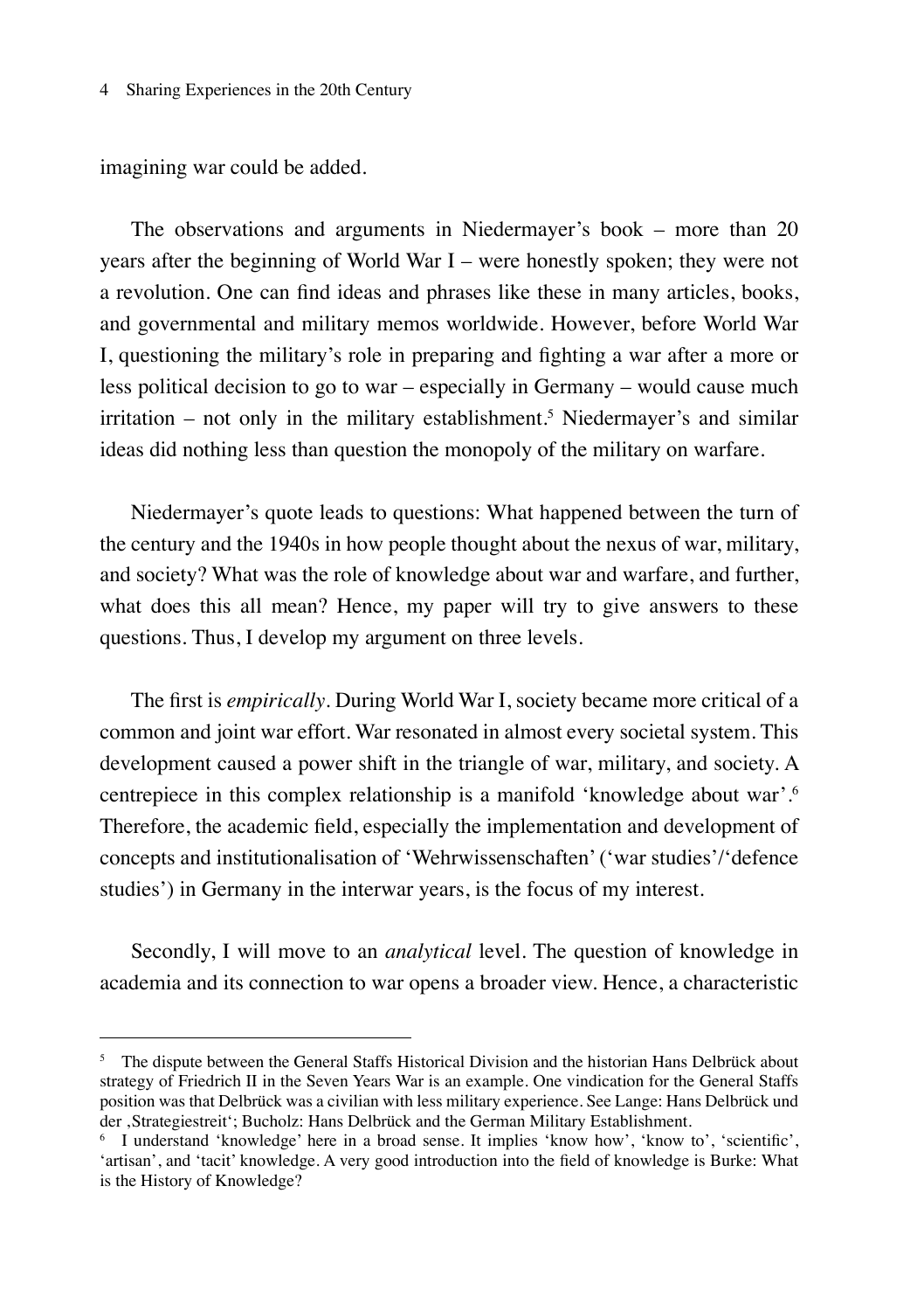imagining war could be added.

The observations and arguments in Niedermayer's book – more than 20 years after the beginning of World War I – were honestly spoken; they were not a revolution. One can find ideas and phrases like these in many articles, books, and governmental and military memos worldwide. However, before World War I, questioning the military's role in preparing and fighting a war after a more or less political decision to go to war – especially in Germany – would cause much irritation – not only in the military establishment.[5] Niedermayer's and similar ideas did nothing less than question the monopoly of the military on warfare.

Niedermayer's quote leads to questions: What happened between the turn of the century and the 1940s in how people thought about the nexus of war, military, and society? What was the role of knowledge about war and warfare, and further, what does this all mean? Hence, my paper will try to give answers to these questions. Thus, I develop my argument on three levels.

The first is *empirically*. During World War I, society became more critical of a common and joint war effort. War resonated in almost every societal system. This development caused a power shift in the triangle of war, military, and society. A centrepiece in this complex relationship is a manifold 'knowledge about war'.[6] Therefore, the academic field, especially the implementation and development of concepts and institutionalisation of 'Wehrwissenschaften' ('war studies'/'defence studies') in Germany in the interwar years, is the focus of my interest.

Secondly, I will move to an *analytical* level. The question of knowledge in academia and its connection to war opens a broader view. Hence, a characteristic

---

[5] The dispute between the General Staffs Historical Division and the historian Hans Delbrück about strategy of Friedrich II in the Seven Years War is an example. One vindication for the General Staffs position was that Delbrück was a civilian with less military experience. See Lange: Hans Delbrück und der ‚Strategiestreit'; Bucholz: Hans Delbrück and the German Military Establishment.

[6] I understand 'knowledge' here in a broad sense. It implies 'know how', 'know to', 'scientific', 'artisan', and 'tacit' knowledge. A very good introduction into the field of knowledge is Burke: What is the History of Knowledge?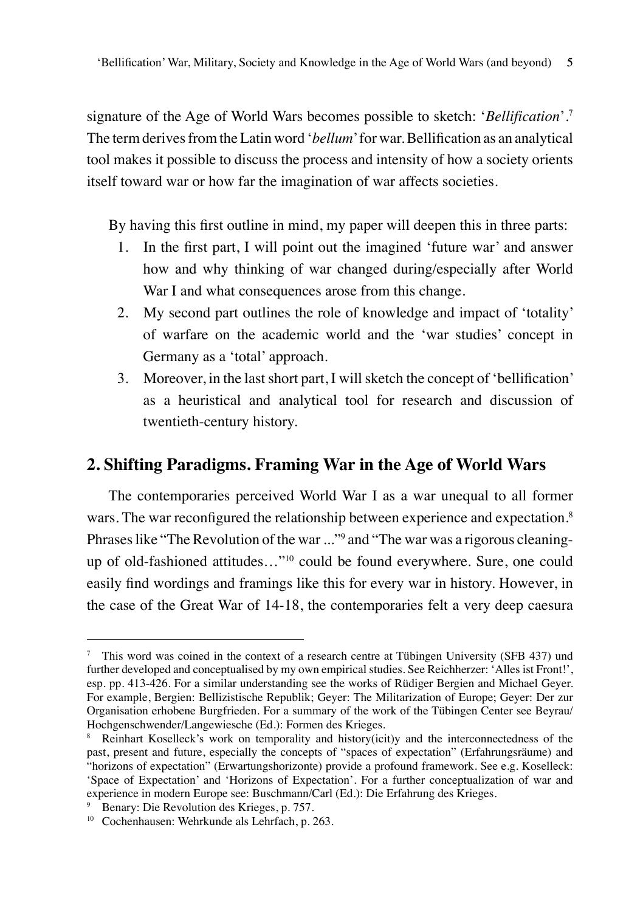signature of the Age of World Wars becomes possible to sketch: '*Bellification*'.[7] The term derives from the Latin word '*bellum*' for war. Bellification as an analytical tool makes it possible to discuss the process and intensity of how a society orients itself toward war or how far the imagination of war affects societies.

By having this first outline in mind, my paper will deepen this in three parts:

1. In the first part, I will point out the imagined 'future war' and answer how and why thinking of war changed during/especially after World War I and what consequences arose from this change.
2. My second part outlines the role of knowledge and impact of 'totality' of warfare on the academic world and the 'war studies' concept in Germany as a 'total' approach.
3. Moreover, in the last short part, I will sketch the concept of 'bellification' as a heuristical and analytical tool for research and discussion of twentieth-century history.

## 2. Shifting Paradigms. Framing War in the Age of World Wars

The contemporaries perceived World War I as a war unequal to all former wars. The war reconfigured the relationship between experience and expectation.[8] Phrases like "The Revolution of the war ..."[9] and "The war was a rigorous cleaning-up of old-fashioned attitudes…"[10] could be found everywhere. Sure, one could easily find wordings and framings like this for every war in history. However, in the case of the Great War of 14-18, the contemporaries felt a very deep caesura

---

[7] This word was coined in the context of a research centre at Tübingen University (SFB 437) und further developed and conceptualised by my own empirical studies. See Reichherzer: 'Alles ist Front!', esp. pp. 413-426. For a similar understanding see the works of Rüdiger Bergien and Michael Geyer. For example, Bergien: Bellizistische Republik; Geyer: The Militarization of Europe; Geyer: Der zur Organisation erhobene Burgfrieden. For a summary of the work of the Tübingen Center see Beyrau/ Hochgenschwender/Langewiesche (Ed.): Formen des Krieges.

[8] Reinhart Koselleck's work on temporality and history(icit)y and the interconnectedness of the past, present and future, especially the concepts of "spaces of expectation" (Erfahrungsräume) and "horizons of expectation" (Erwartungshorizonte) provide a profound framework. See e.g. Koselleck: 'Space of Expectation' and 'Horizons of Expectation'. For a further conceptualization of war and experience in modern Europe see: Buschmann/Carl (Ed.): Die Erfahrung des Krieges.

[9] Benary: Die Revolution des Krieges, p. 757.

[10] Cochenhausen: Wehrkunde als Lehrfach, p. 263.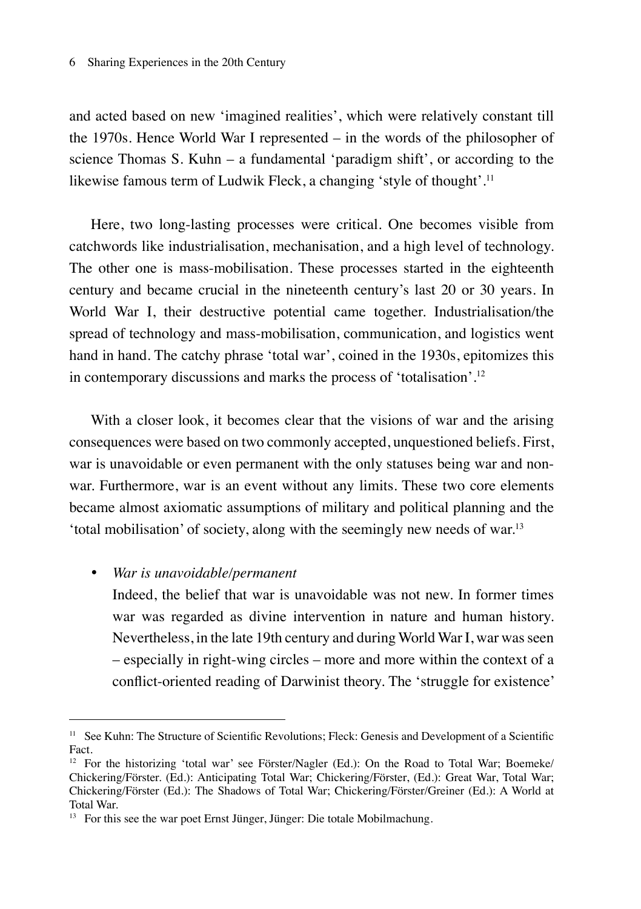and acted based on new 'imagined realities', which were relatively constant till the 1970s. Hence World War I represented – in the words of the philosopher of science Thomas S. Kuhn – a fundamental 'paradigm shift', or according to the likewise famous term of Ludwik Fleck, a changing 'style of thought'.[11]

Here, two long-lasting processes were critical. One becomes visible from catchwords like industrialisation, mechanisation, and a high level of technology. The other one is mass-mobilisation. These processes started in the eighteenth century and became crucial in the nineteenth century's last 20 or 30 years. In World War I, their destructive potential came together. Industrialisation/the spread of technology and mass-mobilisation, communication, and logistics went hand in hand. The catchy phrase 'total war', coined in the 1930s, epitomizes this in contemporary discussions and marks the process of 'totalisation'.[12]

With a closer look, it becomes clear that the visions of war and the arising consequences were based on two commonly accepted, unquestioned beliefs. First, war is unavoidable or even permanent with the only statuses being war and non-war. Furthermore, war is an event without any limits. These two core elements became almost axiomatic assumptions of military and political planning and the 'total mobilisation' of society, along with the seemingly new needs of war.[13]

- *War is unavoidable/permanent*
  Indeed, the belief that war is unavoidable was not new. In former times war was regarded as divine intervention in nature and human history. Nevertheless, in the late 19th century and during World War I, war was seen – especially in right-wing circles – more and more within the context of a conflict-oriented reading of Darwinist theory. The 'struggle for existence'

---

[11] See Kuhn: The Structure of Scientific Revolutions; Fleck: Genesis and Development of a Scientific Fact.

[12] For the historizing 'total war' see Förster/Nagler (Ed.): On the Road to Total War; Boemeke/Chickering/Förster. (Ed.): Anticipating Total War; Chickering/Förster, (Ed.): Great War, Total War; Chickering/Förster (Ed.): The Shadows of Total War; Chickering/Förster/Greiner (Ed.): A World at Total War.

[13] For this see the war poet Ernst Jünger, Jünger: Die totale Mobilmachung.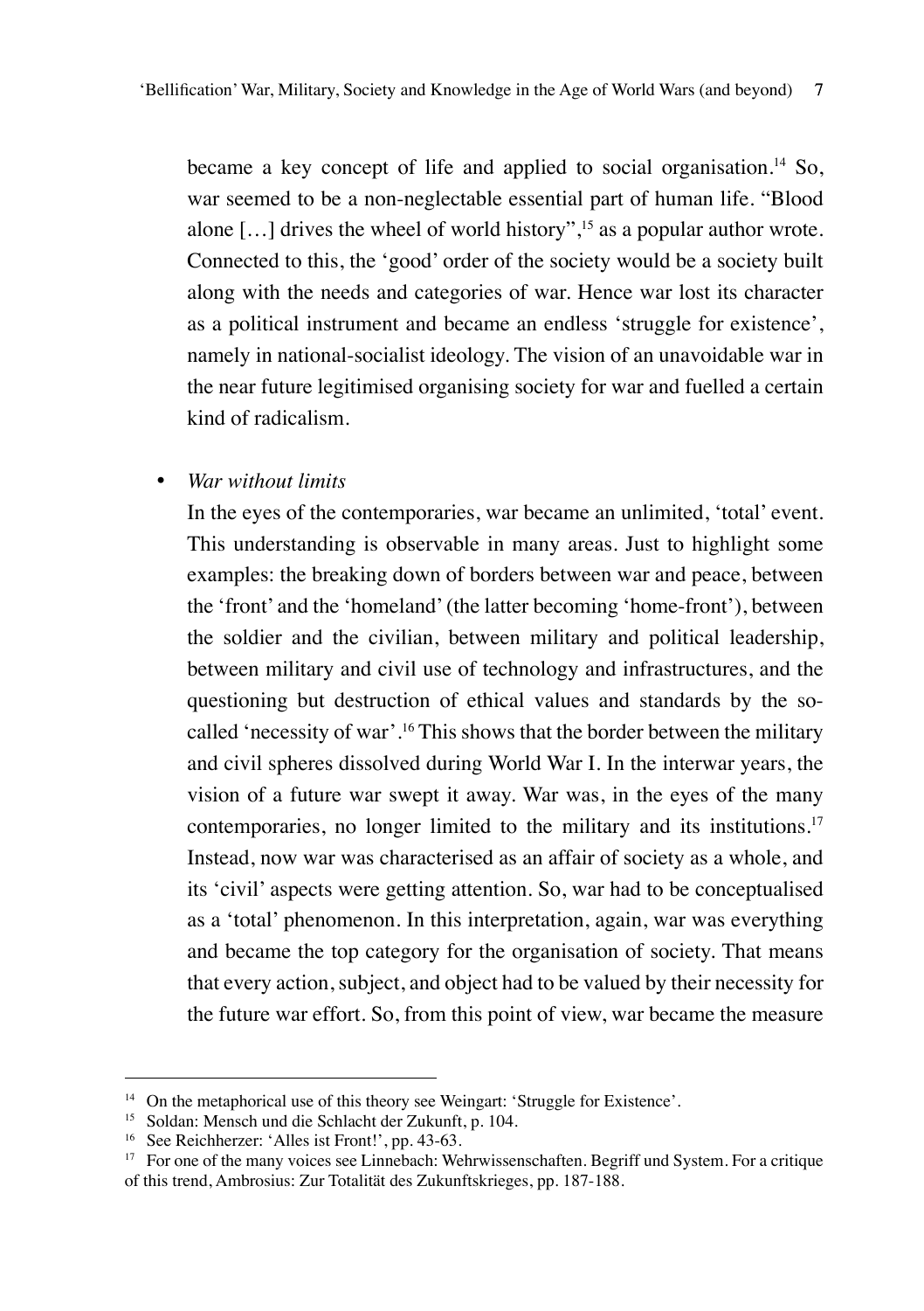became a key concept of life and applied to social organisation.[14] So, war seemed to be a non-neglectable essential part of human life. "Blood alone […] drives the wheel of world history",[15] as a popular author wrote. Connected to this, the 'good' order of the society would be a society built along with the needs and categories of war. Hence war lost its character as a political instrument and became an endless 'struggle for existence', namely in national-socialist ideology. The vision of an unavoidable war in the near future legitimised organising society for war and fuelled a certain kind of radicalism.

- *War without limits*

  In the eyes of the contemporaries, war became an unlimited, 'total' event. This understanding is observable in many areas. Just to highlight some examples: the breaking down of borders between war and peace, between the 'front' and the 'homeland' (the latter becoming 'home-front'), between the soldier and the civilian, between military and political leadership, between military and civil use of technology and infrastructures, and the questioning but destruction of ethical values and standards by the so-called 'necessity of war'.[16] This shows that the border between the military and civil spheres dissolved during World War I. In the interwar years, the vision of a future war swept it away. War was, in the eyes of the many contemporaries, no longer limited to the military and its institutions.[17] Instead, now war was characterised as an affair of society as a whole, and its 'civil' aspects were getting attention. So, war had to be conceptualised as a 'total' phenomenon. In this interpretation, again, war was everything and became the top category for the organisation of society. That means that every action, subject, and object had to be valued by their necessity for the future war effort. So, from this point of view, war became the measure

---

[14] On the metaphorical use of this theory see Weingart: 'Struggle for Existence'.

[15] Soldan: Mensch und die Schlacht der Zukunft, p. 104.

[16] See Reichherzer: 'Alles ist Front!', pp. 43-63.

[17] For one of the many voices see Linnebach: Wehrwissenschaften. Begriff und System. For a critique of this trend, Ambrosius: Zur Totalität des Zukunftskrieges, pp. 187-188.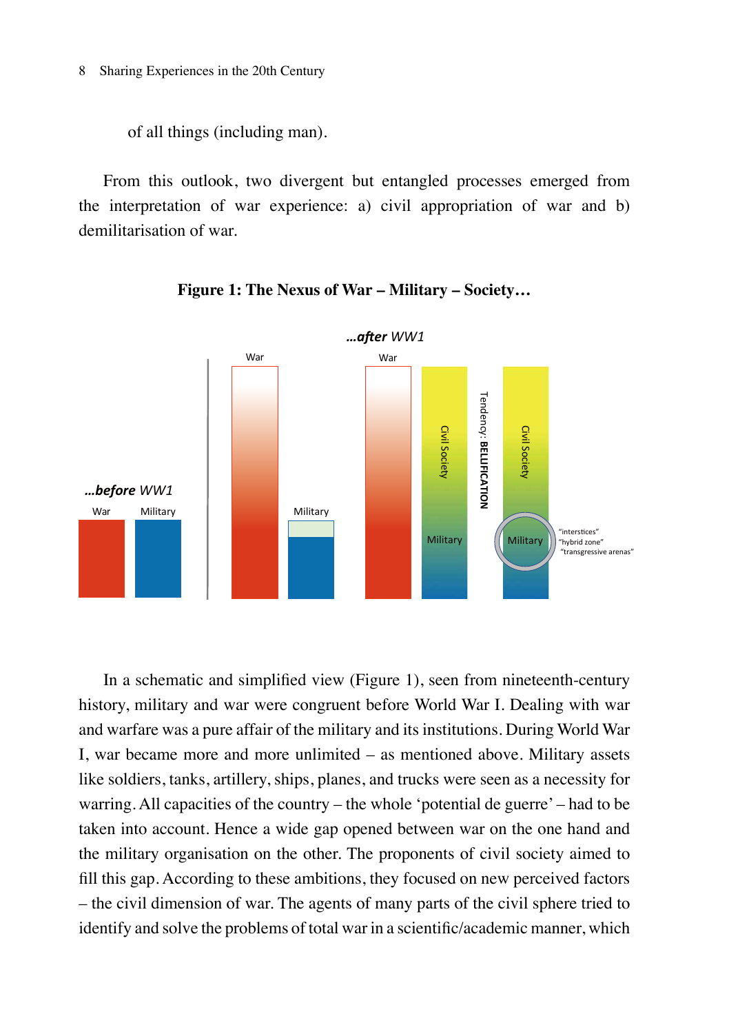of all things (including man).

From this outlook, two divergent but entangled processes emerged from the interpretation of war experience: a) civil appropriation of war and b) demilitarisation of war.

**Figure 1: The Nexus of War – Military – Society…**

In a schematic and simplified view (Figure 1), seen from nineteenth-century history, military and war were congruent before World War I. Dealing with war and warfare was a pure affair of the military and its institutions. During World War I, war became more and more unlimited – as mentioned above. Military assets like soldiers, tanks, artillery, ships, planes, and trucks were seen as a necessity for warring. All capacities of the country – the whole 'potential de guerre' – had to be taken into account. Hence a wide gap opened between war on the one hand and the military organisation on the other. The proponents of civil society aimed to fill this gap. According to these ambitions, they focused on new perceived factors – the civil dimension of war. The agents of many parts of the civil sphere tried to identify and solve the problems of total war in a scientific/academic manner, which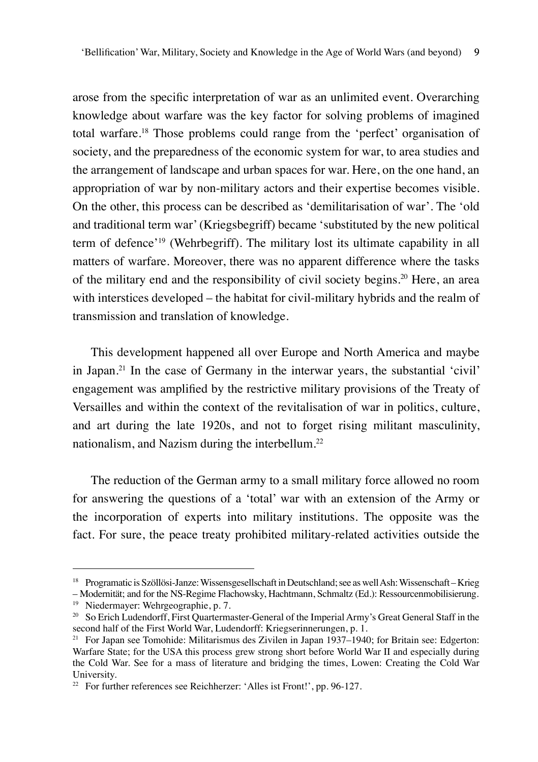arose from the specific interpretation of war as an unlimited event. Overarching knowledge about warfare was the key factor for solving problems of imagined total warfare.[18] Those problems could range from the 'perfect' organisation of society, and the preparedness of the economic system for war, to area studies and the arrangement of landscape and urban spaces for war. Here, on the one hand, an appropriation of war by non-military actors and their expertise becomes visible. On the other, this process can be described as 'demilitarisation of war'. The 'old and traditional term war' (Kriegsbegriff) became 'substituted by the new political term of defence'[19] (Wehrbegriff). The military lost its ultimate capability in all matters of warfare. Moreover, there was no apparent difference where the tasks of the military end and the responsibility of civil society begins.[20] Here, an area with interstices developed – the habitat for civil-military hybrids and the realm of transmission and translation of knowledge.

This development happened all over Europe and North America and maybe in Japan.[21] In the case of Germany in the interwar years, the substantial 'civil' engagement was amplified by the restrictive military provisions of the Treaty of Versailles and within the context of the revitalisation of war in politics, culture, and art during the late 1920s, and not to forget rising militant masculinity, nationalism, and Nazism during the interbellum.[22]

The reduction of the German army to a small military force allowed no room for answering the questions of a 'total' war with an extension of the Army or the incorporation of experts into military institutions. The opposite was the fact. For sure, the peace treaty prohibited military-related activities outside the

---

[18] Programatic is Szöllösi-Janze: Wissensgesellschaft in Deutschland; see as well Ash: Wissenschaft – Krieg – Modernität; and for the NS-Regime Flachowsky, Hachtmann, Schmaltz (Ed.): Ressourcenmobilisierung.

[19] Niedermayer: Wehrgeographie, p. 7.

[20] So Erich Ludendorff, First Quartermaster-General of the Imperial Army's Great General Staff in the second half of the First World War, Ludendorff: Kriegserinnerungen, p. 1.

[21] For Japan see Tomohide: Militarismus des Zivilen in Japan 1937–1940; for Britain see: Edgerton: Warfare State; for the USA this process grew strong short before World War II and especially during the Cold War. See for a mass of literature and bridging the times, Lowen: Creating the Cold War University.

[22] For further references see Reichherzer: 'Alles ist Front!', pp. 96-127.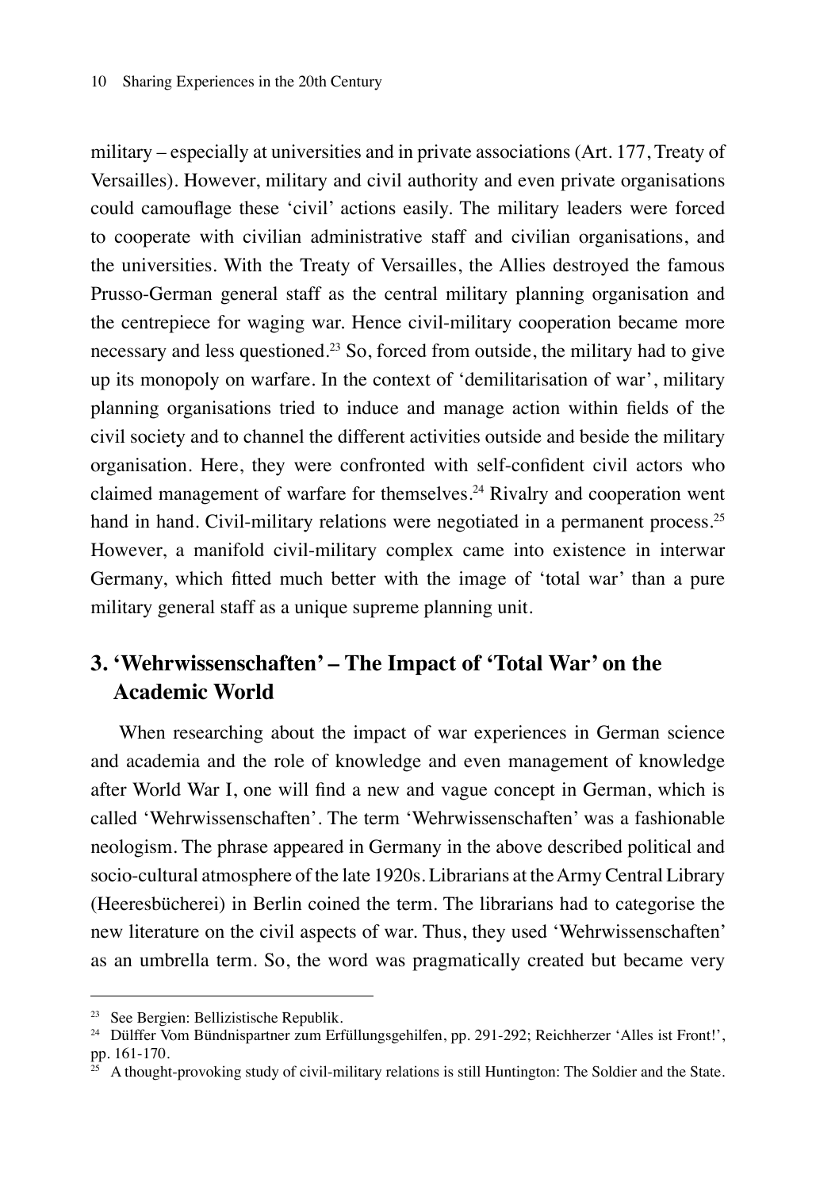military – especially at universities and in private associations (Art. 177, Treaty of Versailles). However, military and civil authority and even private organisations could camouflage these 'civil' actions easily. The military leaders were forced to cooperate with civilian administrative staff and civilian organisations, and the universities. With the Treaty of Versailles, the Allies destroyed the famous Prusso-German general staff as the central military planning organisation and the centrepiece for waging war. Hence civil-military cooperation became more necessary and less questioned.[23] So, forced from outside, the military had to give up its monopoly on warfare. In the context of 'demilitarisation of war', military planning organisations tried to induce and manage action within fields of the civil society and to channel the different activities outside and beside the military organisation. Here, they were confronted with self-confident civil actors who claimed management of warfare for themselves.[24] Rivalry and cooperation went hand in hand. Civil-military relations were negotiated in a permanent process.[25] However, a manifold civil-military complex came into existence in interwar Germany, which fitted much better with the image of 'total war' than a pure military general staff as a unique supreme planning unit.

## 3. 'Wehrwissenschaften' – The Impact of 'Total War' on the Academic World

When researching about the impact of war experiences in German science and academia and the role of knowledge and even management of knowledge after World War I, one will find a new and vague concept in German, which is called 'Wehrwissenschaften'. The term 'Wehrwissenschaften' was a fashionable neologism. The phrase appeared in Germany in the above described political and socio-cultural atmosphere of the late 1920s. Librarians at the Army Central Library (Heeresbücherei) in Berlin coined the term. The librarians had to categorise the new literature on the civil aspects of war. Thus, they used 'Wehrwissenschaften' as an umbrella term. So, the word was pragmatically created but became very

---

[23] See Bergien: Bellizistische Republik.

[24] Dülffer Vom Bündnispartner zum Erfüllungsgehilfen, pp. 291-292; Reichherzer 'Alles ist Front!', pp. 161-170.

[25] A thought-provoking study of civil-military relations is still Huntington: The Soldier and the State.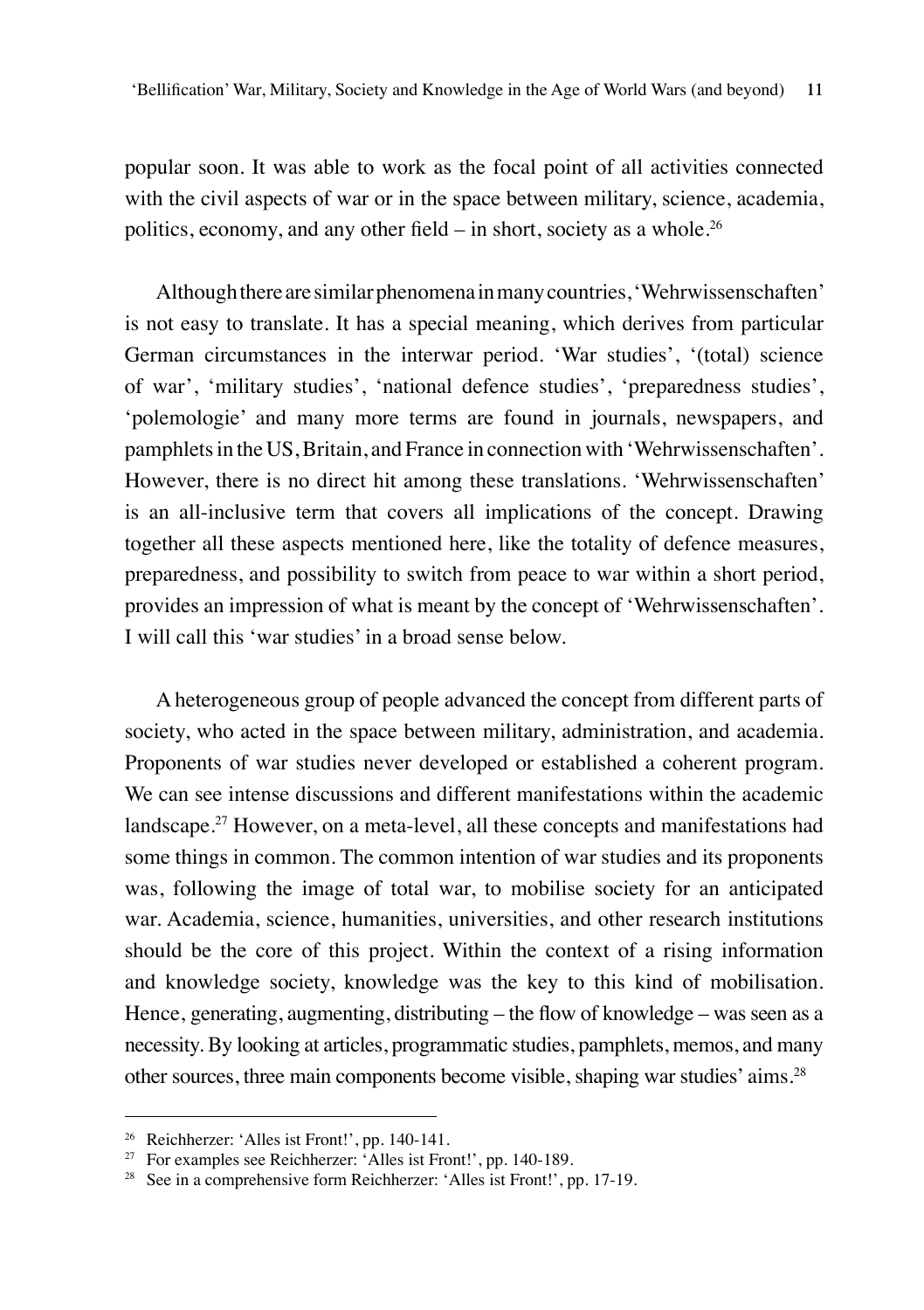popular soon. It was able to work as the focal point of all activities connected with the civil aspects of war or in the space between military, science, academia, politics, economy, and any other field – in short, society as a whole.[26]

Although there are similar phenomena in many countries, 'Wehrwissenschaften' is not easy to translate. It has a special meaning, which derives from particular German circumstances in the interwar period. 'War studies', '(total) science of war', 'military studies', 'national defence studies', 'preparedness studies', 'polemologie' and many more terms are found in journals, newspapers, and pamphlets in the US, Britain, and France in connection with 'Wehrwissenschaften'. However, there is no direct hit among these translations. 'Wehrwissenschaften' is an all-inclusive term that covers all implications of the concept. Drawing together all these aspects mentioned here, like the totality of defence measures, preparedness, and possibility to switch from peace to war within a short period, provides an impression of what is meant by the concept of 'Wehrwissenschaften'. I will call this 'war studies' in a broad sense below.

A heterogeneous group of people advanced the concept from different parts of society, who acted in the space between military, administration, and academia. Proponents of war studies never developed or established a coherent program. We can see intense discussions and different manifestations within the academic landscape.[27] However, on a meta-level, all these concepts and manifestations had some things in common. The common intention of war studies and its proponents was, following the image of total war, to mobilise society for an anticipated war. Academia, science, humanities, universities, and other research institutions should be the core of this project. Within the context of a rising information and knowledge society, knowledge was the key to this kind of mobilisation. Hence, generating, augmenting, distributing – the flow of knowledge – was seen as a necessity. By looking at articles, programmatic studies, pamphlets, memos, and many other sources, three main components become visible, shaping war studies' aims.[28]

---

[26] Reichherzer: 'Alles ist Front!', pp. 140-141.

[27] For examples see Reichherzer: 'Alles ist Front!', pp. 140-189.

[28] See in a comprehensive form Reichherzer: 'Alles ist Front!', pp. 17-19.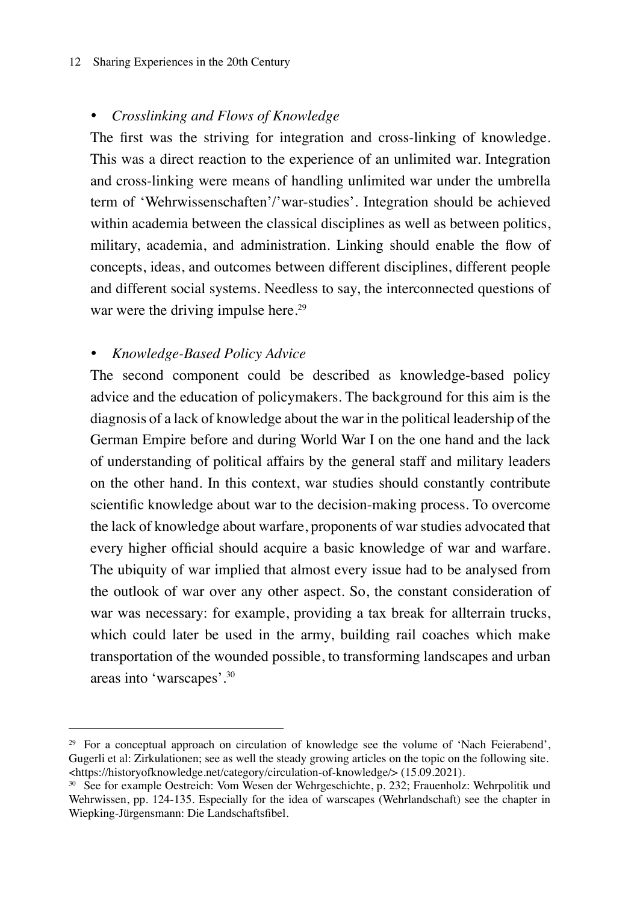- *Crosslinking and Flows of Knowledge*

The first was the striving for integration and cross-linking of knowledge. This was a direct reaction to the experience of an unlimited war. Integration and cross-linking were means of handling unlimited war under the umbrella term of 'Wehrwissenschaften'/'war-studies'. Integration should be achieved within academia between the classical disciplines as well as between politics, military, academia, and administration. Linking should enable the flow of concepts, ideas, and outcomes between different disciplines, different people and different social systems. Needless to say, the interconnected questions of war were the driving impulse here.[29]

- *Knowledge-Based Policy Advice*

The second component could be described as knowledge-based policy advice and the education of policymakers. The background for this aim is the diagnosis of a lack of knowledge about the war in the political leadership of the German Empire before and during World War I on the one hand and the lack of understanding of political affairs by the general staff and military leaders on the other hand. In this context, war studies should constantly contribute scientific knowledge about war to the decision-making process. To overcome the lack of knowledge about warfare, proponents of war studies advocated that every higher official should acquire a basic knowledge of war and warfare. The ubiquity of war implied that almost every issue had to be analysed from the outlook of war over any other aspect. So, the constant consideration of war was necessary: for example, providing a tax break for allterrain trucks, which could later be used in the army, building rail coaches which make transportation of the wounded possible, to transforming landscapes and urban areas into 'warscapes'.[30]

---

[29] For a conceptual approach on circulation of knowledge see the volume of 'Nach Feierabend', Gugerli et al: Zirkulationen; see as well the steady growing articles on the topic on the following site. <https://historyofknowledge.net/category/circulation-of-knowledge/> (15.09.2021).

[30] See for example Oestreich: Vom Wesen der Wehrgeschichte, p. 232; Frauenholz: Wehrpolitik und Wehrwissen, pp. 124-135. Especially for the idea of warscapes (Wehrlandschaft) see the chapter in Wiepking-Jürgensmann: Die Landschaftsfibel.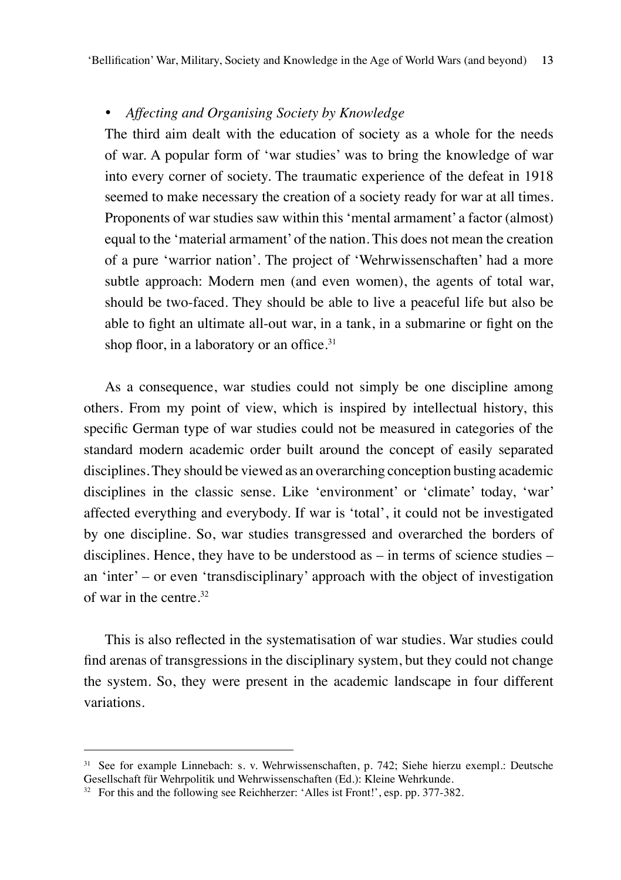- *Affecting and Organising Society by Knowledge*

  The third aim dealt with the education of society as a whole for the needs of war. A popular form of 'war studies' was to bring the knowledge of war into every corner of society. The traumatic experience of the defeat in 1918 seemed to make necessary the creation of a society ready for war at all times. Proponents of war studies saw within this 'mental armament' a factor (almost) equal to the 'material armament' of the nation. This does not mean the creation of a pure 'warrior nation'. The project of 'Wehrwissenschaften' had a more subtle approach: Modern men (and even women), the agents of total war, should be two-faced. They should be able to live a peaceful life but also be able to fight an ultimate all-out war, in a tank, in a submarine or fight on the shop floor, in a laboratory or an office.[31]

As a consequence, war studies could not simply be one discipline among others. From my point of view, which is inspired by intellectual history, this specific German type of war studies could not be measured in categories of the standard modern academic order built around the concept of easily separated disciplines. They should be viewed as an overarching conception busting academic disciplines in the classic sense. Like 'environment' or 'climate' today, 'war' affected everything and everybody. If war is 'total', it could not be investigated by one discipline. So, war studies transgressed and overarched the borders of disciplines. Hence, they have to be understood as – in terms of science studies – an 'inter' – or even 'transdisciplinary' approach with the object of investigation of war in the centre.[32]

This is also reflected in the systematisation of war studies. War studies could find arenas of transgressions in the disciplinary system, but they could not change the system. So, they were present in the academic landscape in four different variations.

---

[31] See for example Linnebach: s. v. Wehrwissenschaften, p. 742; Siehe hierzu exempl.: Deutsche Gesellschaft für Wehrpolitik und Wehrwissenschaften (Ed.): Kleine Wehrkunde.

[32] For this and the following see Reichherzer: 'Alles ist Front!', esp. pp. 377-382.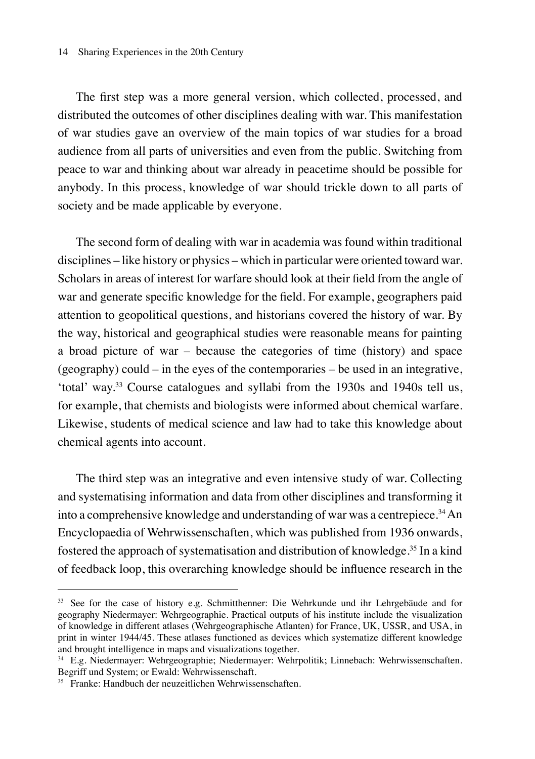The first step was a more general version, which collected, processed, and distributed the outcomes of other disciplines dealing with war. This manifestation of war studies gave an overview of the main topics of war studies for a broad audience from all parts of universities and even from the public. Switching from peace to war and thinking about war already in peacetime should be possible for anybody. In this process, knowledge of war should trickle down to all parts of society and be made applicable by everyone.

The second form of dealing with war in academia was found within traditional disciplines – like history or physics – which in particular were oriented toward war. Scholars in areas of interest for warfare should look at their field from the angle of war and generate specific knowledge for the field. For example, geographers paid attention to geopolitical questions, and historians covered the history of war. By the way, historical and geographical studies were reasonable means for painting a broad picture of war – because the categories of time (history) and space (geography) could – in the eyes of the contemporaries – be used in an integrative, 'total' way.[33] Course catalogues and syllabi from the 1930s and 1940s tell us, for example, that chemists and biologists were informed about chemical warfare. Likewise, students of medical science and law had to take this knowledge about chemical agents into account.

The third step was an integrative and even intensive study of war. Collecting and systematising information and data from other disciplines and transforming it into a comprehensive knowledge and understanding of war was a centrepiece.[34] An Encyclopaedia of Wehrwissenschaften, which was published from 1936 onwards, fostered the approach of systematisation and distribution of knowledge.[35] In a kind of feedback loop, this overarching knowledge should be influence research in the

---

[33] See for the case of history e.g. Schmitthenner: Die Wehrkunde und ihr Lehrgebäude and for geography Niedermayer: Wehrgeographie. Practical outputs of his institute include the visualization of knowledge in different atlases (Wehrgeographische Atlanten) for France, UK, USSR, and USA, in print in winter 1944/45. These atlases functioned as devices which systematize different knowledge and brought intelligence in maps and visualizations together.

[34] E.g. Niedermayer: Wehrgeographie; Niedermayer: Wehrpolitik; Linnebach: Wehrwissenschaften. Begriff und System; or Ewald: Wehrwissenschaft.

[35] Franke: Handbuch der neuzeitlichen Wehrwissenschaften.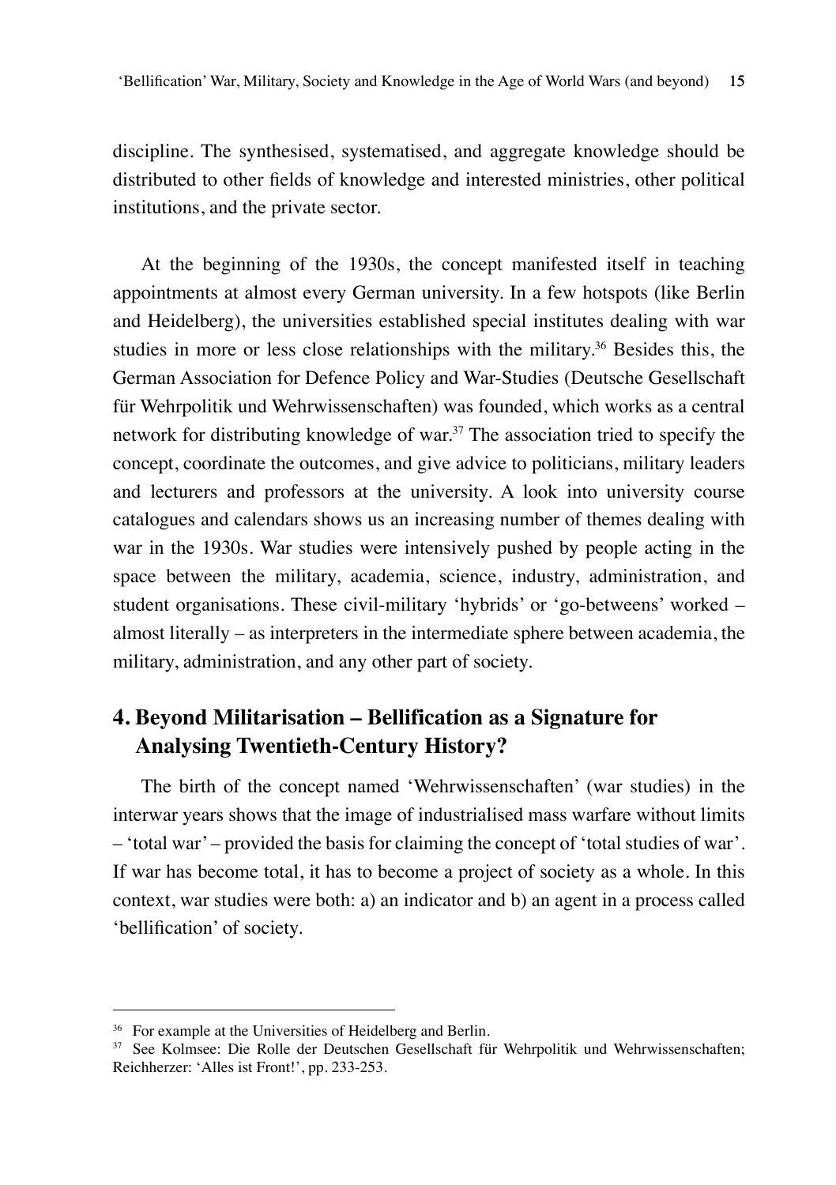discipline. The synthesised, systematised, and aggregate knowledge should be distributed to other fields of knowledge and interested ministries, other political institutions, and the private sector.

At the beginning of the 1930s, the concept manifested itself in teaching appointments at almost every German university. In a few hotspots (like Berlin and Heidelberg), the universities established special institutes dealing with war studies in more or less close relationships with the military.[36] Besides this, the German Association for Defence Policy and War-Studies (Deutsche Gesellschaft für Wehrpolitik und Wehrwissenschaften) was founded, which works as a central network for distributing knowledge of war.[37] The association tried to specify the concept, coordinate the outcomes, and give advice to politicians, military leaders and lecturers and professors at the university. A look into university course catalogues and calendars shows us an increasing number of themes dealing with war in the 1930s. War studies were intensively pushed by people acting in the space between the military, academia, science, industry, administration, and student organisations. These civil-military 'hybrids' or 'go-betweens' worked – almost literally – as interpreters in the intermediate sphere between academia, the military, administration, and any other part of society.

## 4. Beyond Militarisation – Bellification as a Signature for Analysing Twentieth-Century History?

The birth of the concept named 'Wehrwissenschaften' (war studies) in the interwar years shows that the image of industrialised mass warfare without limits – 'total war' – provided the basis for claiming the concept of 'total studies of war'. If war has become total, it has to become a project of society as a whole. In this context, war studies were both: a) an indicator and b) an agent in a process called 'bellification' of society.

---

[36] For example at the Universities of Heidelberg and Berlin.

[37] See Kolmsee: Die Rolle der Deutschen Gesellschaft für Wehrpolitik und Wehrwissenschaften; Reichherzer: 'Alles ist Front!', pp. 233-253.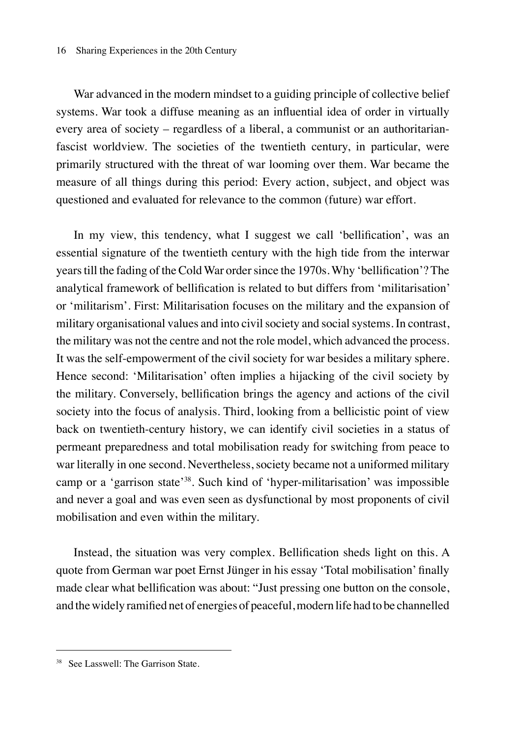War advanced in the modern mindset to a guiding principle of collective belief systems. War took a diffuse meaning as an influential idea of order in virtually every area of society – regardless of a liberal, a communist or an authoritarian-fascist worldview. The societies of the twentieth century, in particular, were primarily structured with the threat of war looming over them. War became the measure of all things during this period: Every action, subject, and object was questioned and evaluated for relevance to the common (future) war effort.

In my view, this tendency, what I suggest we call 'bellification', was an essential signature of the twentieth century with the high tide from the interwar years till the fading of the Cold War order since the 1970s. Why 'bellification'? The analytical framework of bellification is related to but differs from 'militarisation' or 'militarism'. First: Militarisation focuses on the military and the expansion of military organisational values and into civil society and social systems. In contrast, the military was not the centre and not the role model, which advanced the process. It was the self-empowerment of the civil society for war besides a military sphere. Hence second: 'Militarisation' often implies a hijacking of the civil society by the military. Conversely, bellification brings the agency and actions of the civil society into the focus of analysis. Third, looking from a bellicistic point of view back on twentieth-century history, we can identify civil societies in a status of permeant preparedness and total mobilisation ready for switching from peace to war literally in one second. Nevertheless, society became not a uniformed military camp or a 'garrison state'[38]. Such kind of 'hyper-militarisation' was impossible and never a goal and was even seen as dysfunctional by most proponents of civil mobilisation and even within the military.

Instead, the situation was very complex. Bellification sheds light on this. A quote from German war poet Ernst Jünger in his essay 'Total mobilisation' finally made clear what bellification was about: "Just pressing one button on the console, and the widely ramified net of energies of peaceful, modern life had to be channelled

---

[38] See Lasswell: The Garrison State.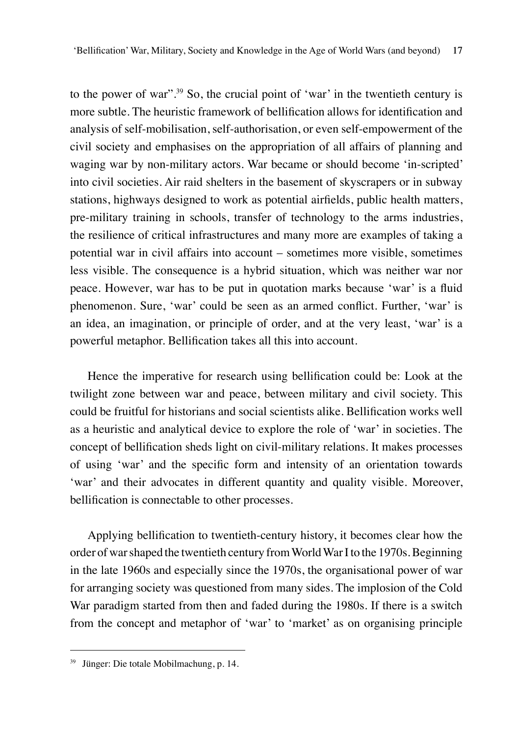to the power of war".[39] So, the crucial point of 'war' in the twentieth century is more subtle. The heuristic framework of bellification allows for identification and analysis of self-mobilisation, self-authorisation, or even self-empowerment of the civil society and emphasises on the appropriation of all affairs of planning and waging war by non-military actors. War became or should become 'in-scripted' into civil societies. Air raid shelters in the basement of skyscrapers or in subway stations, highways designed to work as potential airfields, public health matters, pre-military training in schools, transfer of technology to the arms industries, the resilience of critical infrastructures and many more are examples of taking a potential war in civil affairs into account – sometimes more visible, sometimes less visible. The consequence is a hybrid situation, which was neither war nor peace. However, war has to be put in quotation marks because 'war' is a fluid phenomenon. Sure, 'war' could be seen as an armed conflict. Further, 'war' is an idea, an imagination, or principle of order, and at the very least, 'war' is a powerful metaphor. Bellification takes all this into account.

Hence the imperative for research using bellification could be: Look at the twilight zone between war and peace, between military and civil society. This could be fruitful for historians and social scientists alike. Bellification works well as a heuristic and analytical device to explore the role of 'war' in societies. The concept of bellification sheds light on civil-military relations. It makes processes of using 'war' and the specific form and intensity of an orientation towards 'war' and their advocates in different quantity and quality visible. Moreover, bellification is connectable to other processes.

Applying bellification to twentieth-century history, it becomes clear how the order of war shaped the twentieth century from World War I to the 1970s. Beginning in the late 1960s and especially since the 1970s, the organisational power of war for arranging society was questioned from many sides. The implosion of the Cold War paradigm started from then and faded during the 1980s. If there is a switch from the concept and metaphor of 'war' to 'market' as on organising principle

[39] Jünger: Die totale Mobilmachung, p. 14.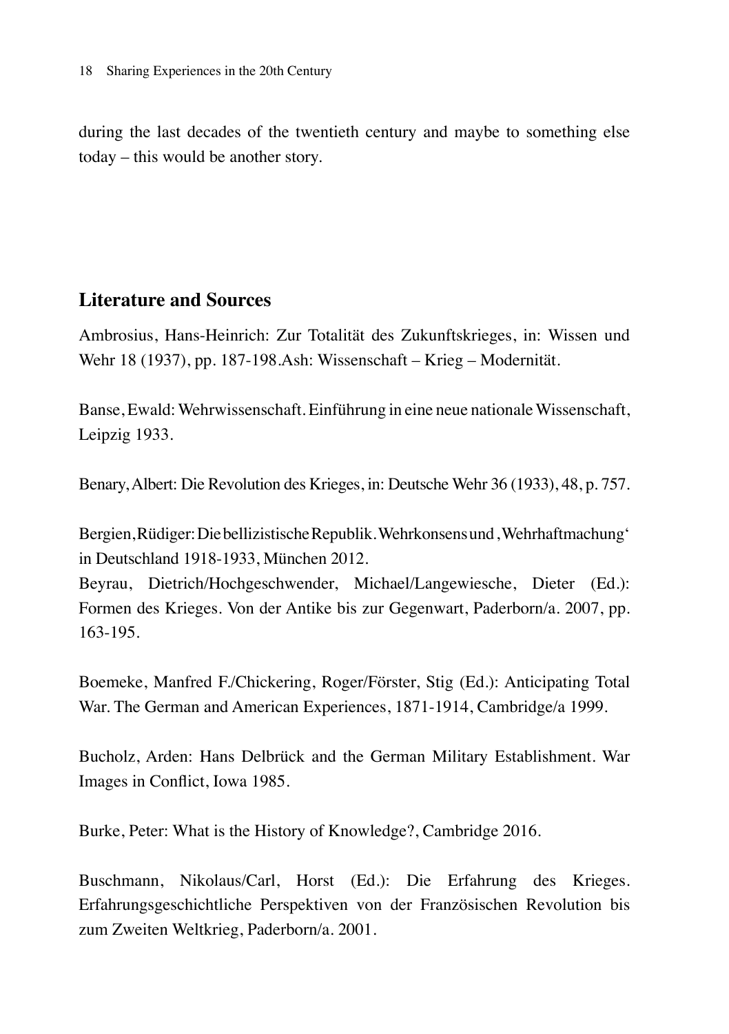during the last decades of the twentieth century and maybe to something else today – this would be another story.

## Literature and Sources

Ambrosius, Hans-Heinrich: Zur Totalität des Zukunftskrieges, in: Wissen und Wehr 18 (1937), pp. 187-198.Ash: Wissenschaft – Krieg – Modernität.

Banse, Ewald: Wehrwissenschaft. Einführung in eine neue nationale Wissenschaft, Leipzig 1933.

Benary, Albert: Die Revolution des Krieges, in: Deutsche Wehr 36 (1933), 48, p. 757.

Bergien, Rüdiger: Die bellizistische Republik. Wehrkonsens und ‚Wehrhaftmachung' in Deutschland 1918-1933, München 2012.
Beyrau, Dietrich/Hochgeschwender, Michael/Langewiesche, Dieter (Ed.): Formen des Krieges. Von der Antike bis zur Gegenwart, Paderborn/a. 2007, pp. 163-195.

Boemeke, Manfred F./Chickering, Roger/Förster, Stig (Ed.): Anticipating Total War. The German and American Experiences, 1871-1914, Cambridge/a 1999.

Bucholz, Arden: Hans Delbrück and the German Military Establishment. War Images in Conflict, Iowa 1985.

Burke, Peter: What is the History of Knowledge?, Cambridge 2016.

Buschmann, Nikolaus/Carl, Horst (Ed.): Die Erfahrung des Krieges. Erfahrungsgeschichtliche Perspektiven von der Französischen Revolution bis zum Zweiten Weltkrieg, Paderborn/a. 2001.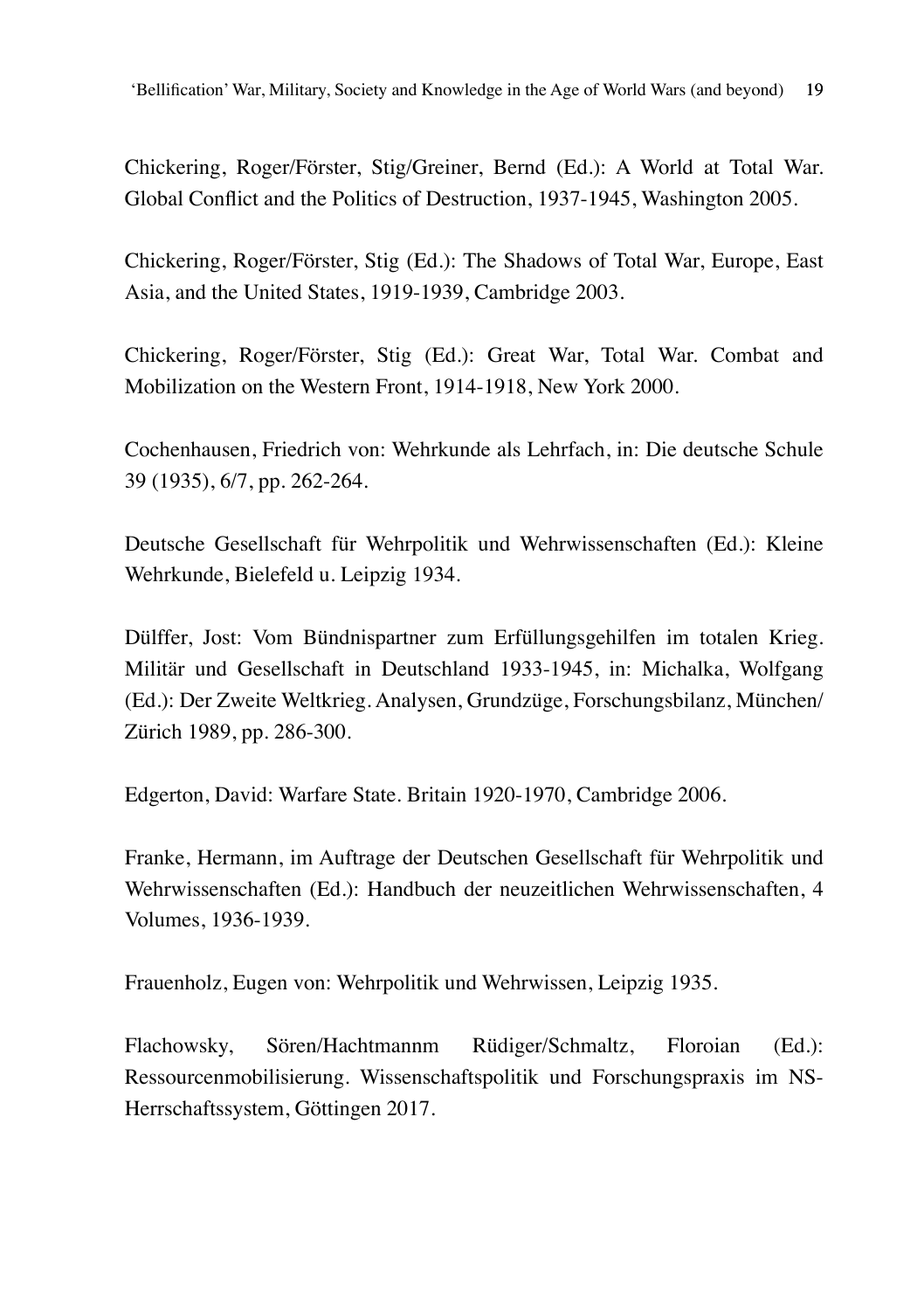Chickering, Roger/Förster, Stig/Greiner, Bernd (Ed.): A World at Total War. Global Conflict and the Politics of Destruction, 1937-1945, Washington 2005.

Chickering, Roger/Förster, Stig (Ed.): The Shadows of Total War, Europe, East Asia, and the United States, 1919-1939, Cambridge 2003.

Chickering, Roger/Förster, Stig (Ed.): Great War, Total War. Combat and Mobilization on the Western Front, 1914-1918, New York 2000.

Cochenhausen, Friedrich von: Wehrkunde als Lehrfach, in: Die deutsche Schule 39 (1935), 6/7, pp. 262-264.

Deutsche Gesellschaft für Wehrpolitik und Wehrwissenschaften (Ed.): Kleine Wehrkunde, Bielefeld u. Leipzig 1934.

Dülffer, Jost: Vom Bündnispartner zum Erfüllungsgehilfen im totalen Krieg. Militär und Gesellschaft in Deutschland 1933-1945, in: Michalka, Wolfgang (Ed.): Der Zweite Weltkrieg. Analysen, Grundzüge, Forschungsbilanz, München/Zürich 1989, pp. 286-300.

Edgerton, David: Warfare State. Britain 1920-1970, Cambridge 2006.

Franke, Hermann, im Auftrage der Deutschen Gesellschaft für Wehrpolitik und Wehrwissenschaften (Ed.): Handbuch der neuzeitlichen Wehrwissenschaften, 4 Volumes, 1936-1939.

Frauenholz, Eugen von: Wehrpolitik und Wehrwissen, Leipzig 1935.

Flachowsky, Sören/Hachtmannm Rüdiger/Schmaltz, Floroian (Ed.): Ressourcenmobilisierung. Wissenschaftspolitik und Forschungspraxis im NS-Herrschaftssystem, Göttingen 2017.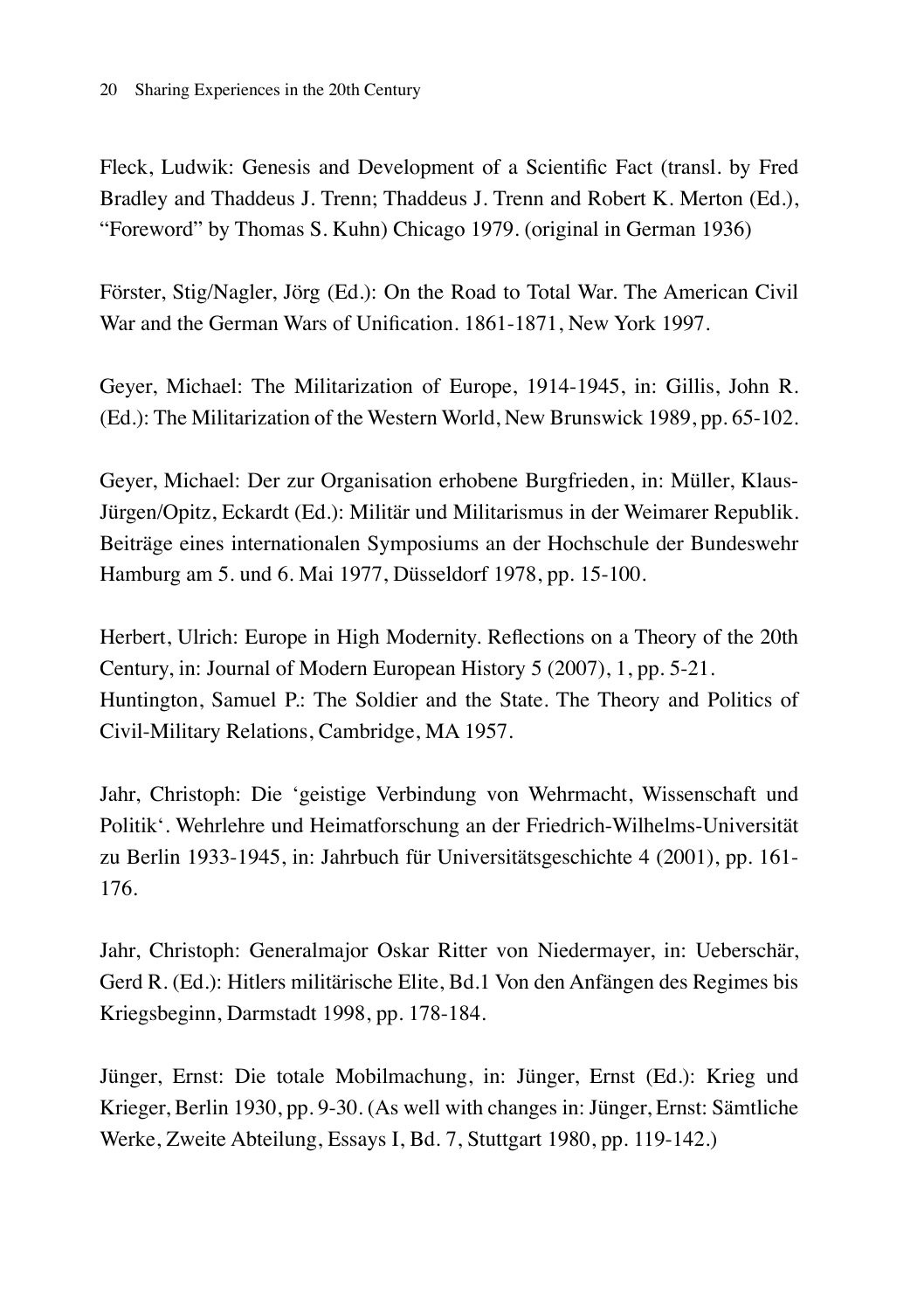Fleck, Ludwik: Genesis and Development of a Scientific Fact (transl. by Fred Bradley and Thaddeus J. Trenn; Thaddeus J. Trenn and Robert K. Merton (Ed.), "Foreword" by Thomas S. Kuhn) Chicago 1979. (original in German 1936)

Förster, Stig/Nagler, Jörg (Ed.): On the Road to Total War. The American Civil War and the German Wars of Unification. 1861-1871, New York 1997.

Geyer, Michael: The Militarization of Europe, 1914-1945, in: Gillis, John R. (Ed.): The Militarization of the Western World, New Brunswick 1989, pp. 65-102.

Geyer, Michael: Der zur Organisation erhobene Burgfrieden, in: Müller, Klaus-Jürgen/Opitz, Eckardt (Ed.): Militär und Militarismus in der Weimarer Republik. Beiträge eines internationalen Symposiums an der Hochschule der Bundeswehr Hamburg am 5. und 6. Mai 1977, Düsseldorf 1978, pp. 15-100.

Herbert, Ulrich: Europe in High Modernity. Reflections on a Theory of the 20th Century, in: Journal of Modern European History 5 (2007), 1, pp. 5-21.
Huntington, Samuel P.: The Soldier and the State. The Theory and Politics of Civil-Military Relations, Cambridge, MA 1957.

Jahr, Christoph: Die 'geistige Verbindung von Wehrmacht, Wissenschaft und Politik'. Wehrlehre und Heimatforschung an der Friedrich-Wilhelms-Universität zu Berlin 1933-1945, in: Jahrbuch für Universitätsgeschichte 4 (2001), pp. 161-176.

Jahr, Christoph: Generalmajor Oskar Ritter von Niedermayer, in: Ueberschär, Gerd R. (Ed.): Hitlers militärische Elite, Bd.1 Von den Anfängen des Regimes bis Kriegsbeginn, Darmstadt 1998, pp. 178-184.

Jünger, Ernst: Die totale Mobilmachung, in: Jünger, Ernst (Ed.): Krieg und Krieger, Berlin 1930, pp. 9-30. (As well with changes in: Jünger, Ernst: Sämtliche Werke, Zweite Abteilung, Essays I, Bd. 7, Stuttgart 1980, pp. 119-142.)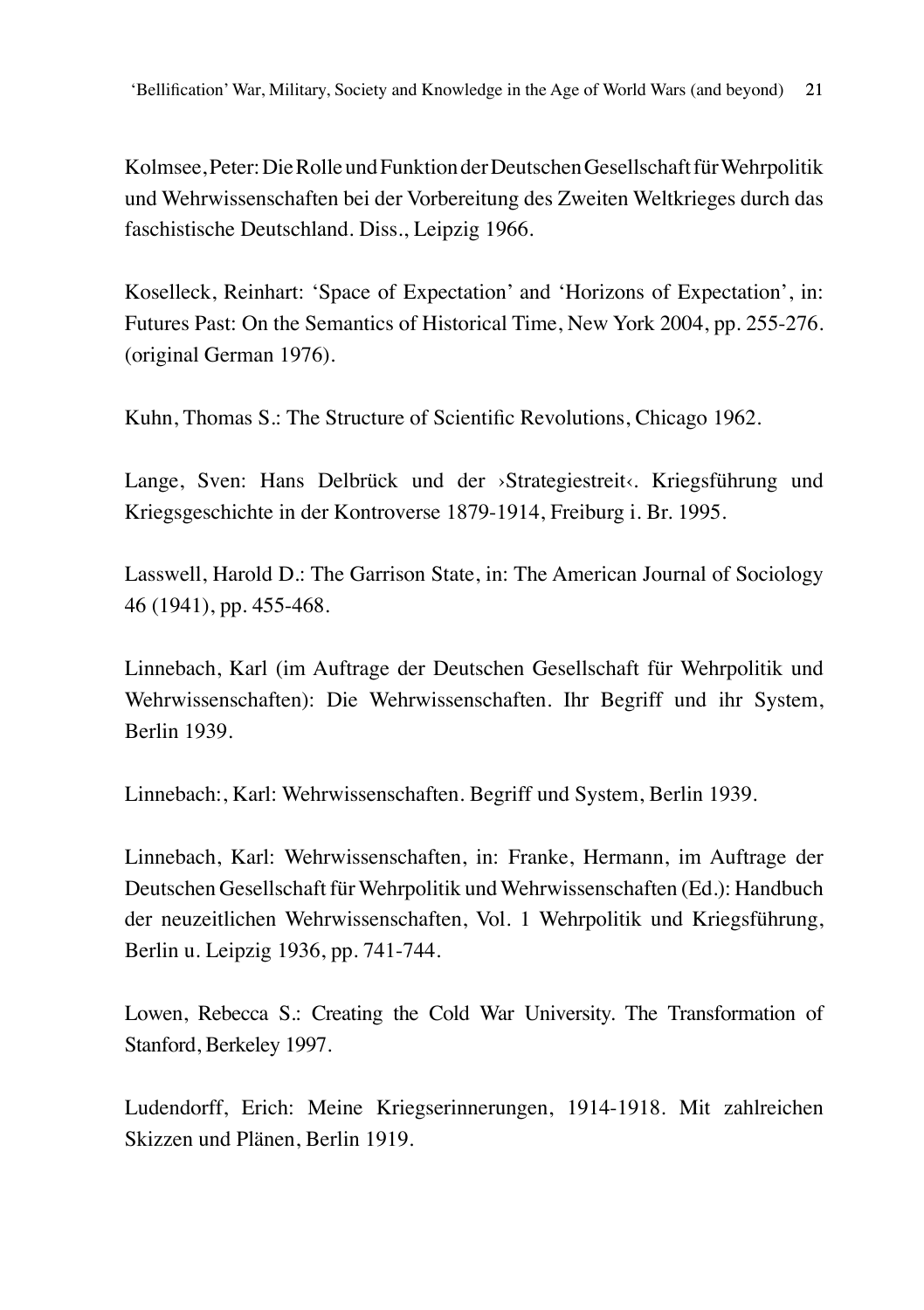Kolmsee, Peter: Die Rolle und Funktion der Deutschen Gesellschaft für Wehrpolitik und Wehrwissenschaften bei der Vorbereitung des Zweiten Weltkrieges durch das faschistische Deutschland. Diss., Leipzig 1966.

Koselleck, Reinhart: 'Space of Expectation' and 'Horizons of Expectation', in: Futures Past: On the Semantics of Historical Time, New York 2004, pp. 255-276. (original German 1976).

Kuhn, Thomas S.: The Structure of Scientific Revolutions, Chicago 1962.

Lange, Sven: Hans Delbrück und der ›Strategiestreit‹. Kriegsführung und Kriegsgeschichte in der Kontroverse 1879-1914, Freiburg i. Br. 1995.

Lasswell, Harold D.: The Garrison State, in: The American Journal of Sociology 46 (1941), pp. 455-468.

Linnebach, Karl (im Auftrage der Deutschen Gesellschaft für Wehrpolitik und Wehrwissenschaften): Die Wehrwissenschaften. Ihr Begriff und ihr System, Berlin 1939.

Linnebach:, Karl: Wehrwissenschaften. Begriff und System, Berlin 1939.

Linnebach, Karl: Wehrwissenschaften, in: Franke, Hermann, im Auftrage der Deutschen Gesellschaft für Wehrpolitik und Wehrwissenschaften (Ed.): Handbuch der neuzeitlichen Wehrwissenschaften, Vol. 1 Wehrpolitik und Kriegsführung, Berlin u. Leipzig 1936, pp. 741-744.

Lowen, Rebecca S.: Creating the Cold War University. The Transformation of Stanford, Berkeley 1997.

Ludendorff, Erich: Meine Kriegserinnerungen, 1914-1918. Mit zahlreichen Skizzen und Plänen, Berlin 1919.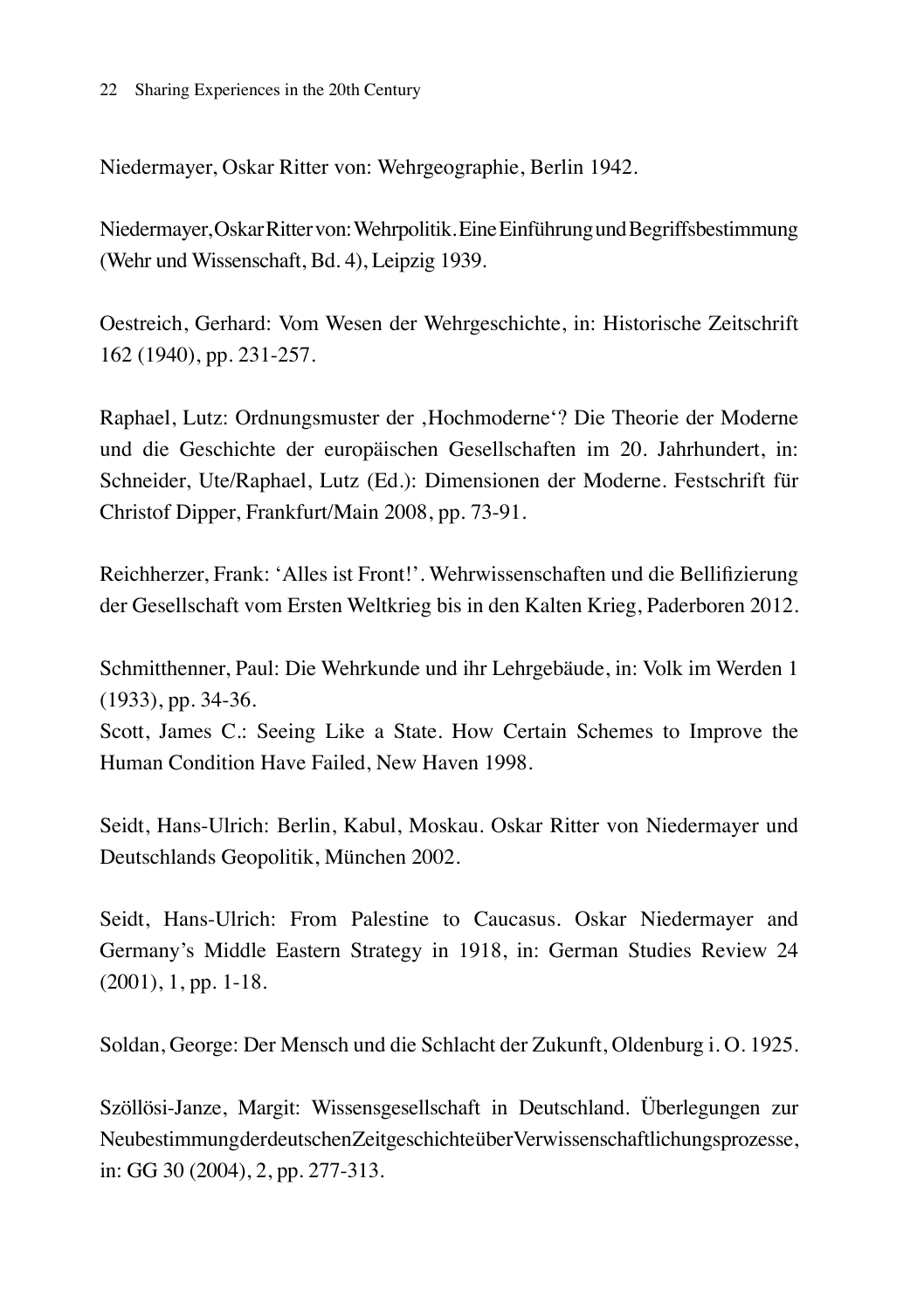Niedermayer, Oskar Ritter von: Wehrgeographie, Berlin 1942.

Niedermayer, Oskar Ritter von: Wehrpolitik. Eine Einführung und Begriffsbestimmung (Wehr und Wissenschaft, Bd. 4), Leipzig 1939.

Oestreich, Gerhard: Vom Wesen der Wehrgeschichte, in: Historische Zeitschrift 162 (1940), pp. 231-257.

Raphael, Lutz: Ordnungsmuster der ‚Hochmoderne'? Die Theorie der Moderne und die Geschichte der europäischen Gesellschaften im 20. Jahrhundert, in: Schneider, Ute/Raphael, Lutz (Ed.): Dimensionen der Moderne. Festschrift für Christof Dipper, Frankfurt/Main 2008, pp. 73-91.

Reichherzer, Frank: 'Alles ist Front!'. Wehrwissenschaften und die Bellifizierung der Gesellschaft vom Ersten Weltkrieg bis in den Kalten Krieg, Paderboren 2012.

Schmitthenner, Paul: Die Wehrkunde und ihr Lehrgebäude, in: Volk im Werden 1 (1933), pp. 34-36.

Scott, James C.: Seeing Like a State. How Certain Schemes to Improve the Human Condition Have Failed, New Haven 1998.

Seidt, Hans-Ulrich: Berlin, Kabul, Moskau. Oskar Ritter von Niedermayer und Deutschlands Geopolitik, München 2002.

Seidt, Hans-Ulrich: From Palestine to Caucasus. Oskar Niedermayer and Germany's Middle Eastern Strategy in 1918, in: German Studies Review 24 (2001), 1, pp. 1-18.

Soldan, George: Der Mensch und die Schlacht der Zukunft, Oldenburg i. O. 1925.

Szöllösi-Janze, Margit: Wissensgesellschaft in Deutschland. Überlegungen zur Neubestimmung der deutschen Zeitgeschichte über Verwissenschaftlichungsprozesse, in: GG 30 (2004), 2, pp. 277-313.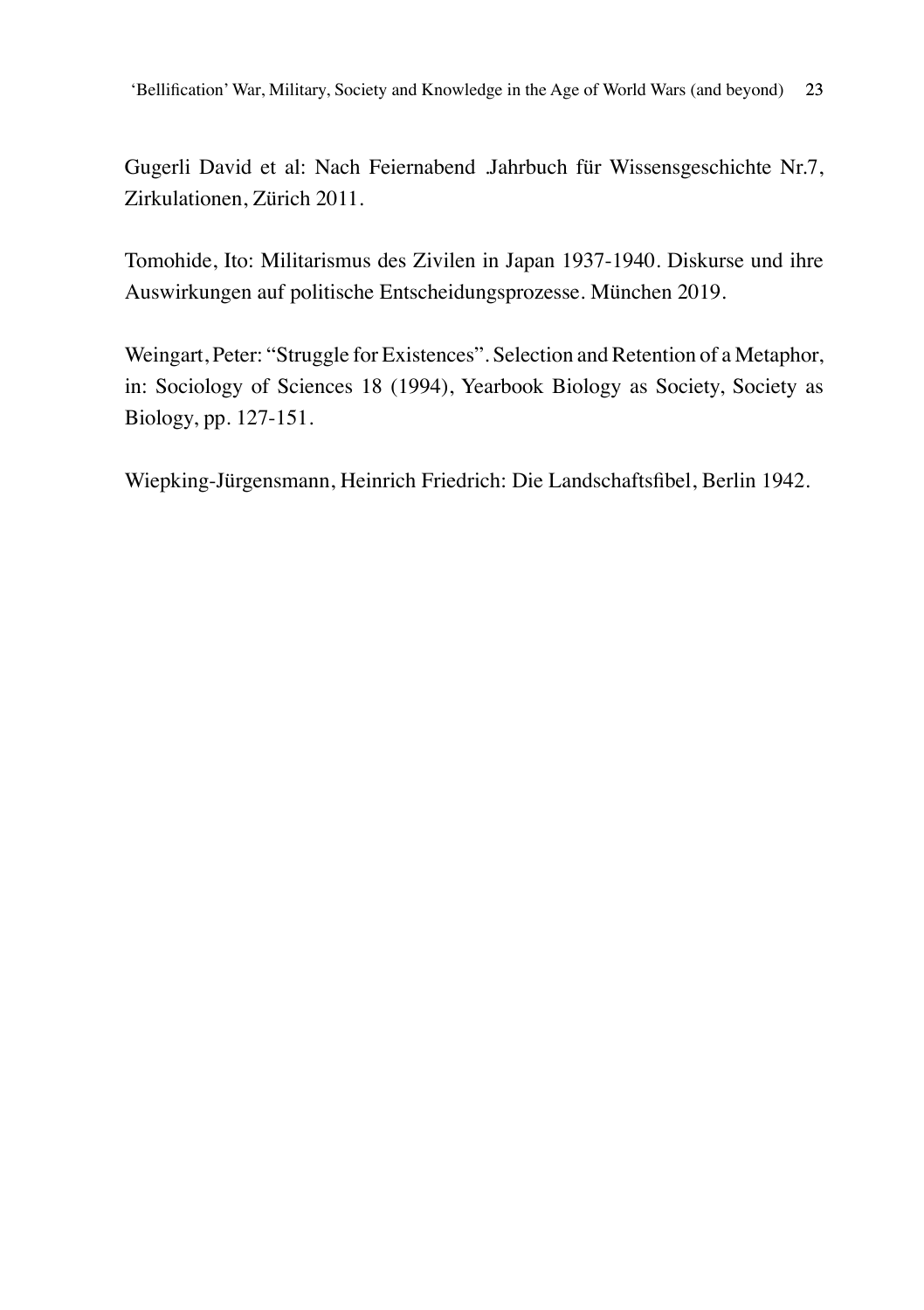Gugerli David et al: Nach Feiernabend .Jahrbuch für Wissensgeschichte Nr.7, Zirkulationen, Zürich 2011.

Tomohide, Ito: Militarismus des Zivilen in Japan 1937-1940. Diskurse und ihre Auswirkungen auf politische Entscheidungsprozesse. München 2019.

Weingart, Peter: "Struggle for Existences". Selection and Retention of a Metaphor, in: Sociology of Sciences 18 (1994), Yearbook Biology as Society, Society as Biology, pp. 127-151.

Wiepking-Jürgensmann, Heinrich Friedrich: Die Landschaftsfibel, Berlin 1942.